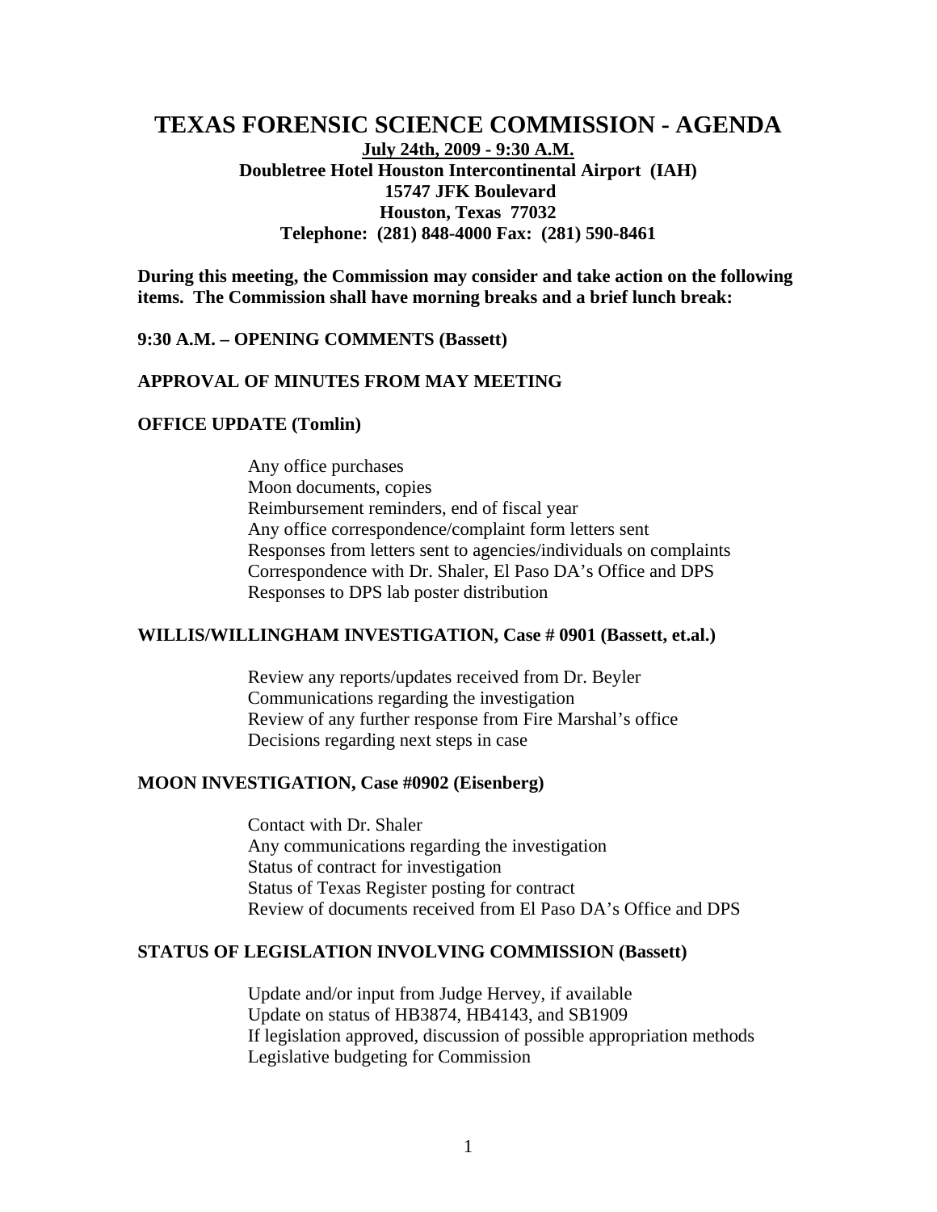# TEXAS FORENSIC SCIENCE COMMISSION - AGENDA

**July 24th, 2009 - 9:30 A.M.**
**Doubletree Hotel Houston Intercontinental Airport (IAH)**
**15747 JFK Boulevard**
**Houston, Texas 77032**
**Telephone: (281) 848-4000 Fax: (281) 590-8461**

**During this meeting, the Commission may consider and take action on the following items. The Commission shall have morning breaks and a brief lunch break:**

**9:30 A.M. – OPENING COMMENTS (Bassett)**

**APPROVAL OF MINUTES FROM MAY MEETING**

**OFFICE UPDATE (Tomlin)**

- Any office purchases
- Moon documents, copies
- Reimbursement reminders, end of fiscal year
- Any office correspondence/complaint form letters sent
- Responses from letters sent to agencies/individuals on complaints
- Correspondence with Dr. Shaler, El Paso DA's Office and DPS
- Responses to DPS lab poster distribution

**WILLIS/WILLINGHAM INVESTIGATION, Case # 0901 (Bassett, et.al.)**

- Review any reports/updates received from Dr. Beyler
- Communications regarding the investigation
- Review of any further response from Fire Marshal's office
- Decisions regarding next steps in case

**MOON INVESTIGATION, Case #0902 (Eisenberg)**

- Contact with Dr. Shaler
- Any communications regarding the investigation
- Status of contract for investigation
- Status of Texas Register posting for contract
- Review of documents received from El Paso DA's Office and DPS

**STATUS OF LEGISLATION INVOLVING COMMISSION (Bassett)**

- Update and/or input from Judge Hervey, if available
- Update on status of HB3874, HB4143, and SB1909
- If legislation approved, discussion of possible appropriation methods
- Legislative budgeting for Commission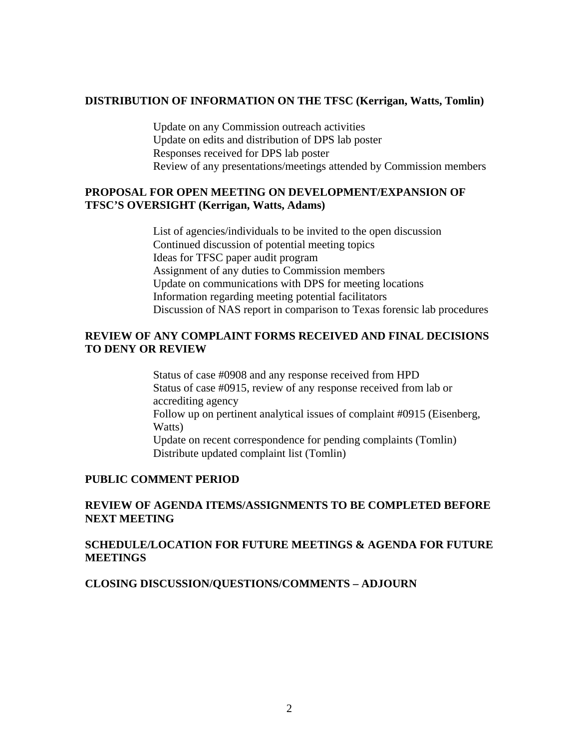**DISTRIBUTION OF INFORMATION ON THE TFSC (Kerrigan, Watts, Tomlin)**

Update on any Commission outreach activities
Update on edits and distribution of DPS lab poster
Responses received for DPS lab poster
Review of any presentations/meetings attended by Commission members

**PROPOSAL FOR OPEN MEETING ON DEVELOPMENT/EXPANSION OF TFSC'S OVERSIGHT (Kerrigan, Watts, Adams)**

List of agencies/individuals to be invited to the open discussion
Continued discussion of potential meeting topics
Ideas for TFSC paper audit program
Assignment of any duties to Commission members
Update on communications with DPS for meeting locations
Information regarding meeting potential facilitators
Discussion of NAS report in comparison to Texas forensic lab procedures

**REVIEW OF ANY COMPLAINT FORMS RECEIVED AND FINAL DECISIONS TO DENY OR REVIEW**

Status of case #0908 and any response received from HPD
Status of case #0915, review of any response received from lab or accrediting agency
Follow up on pertinent analytical issues of complaint #0915 (Eisenberg, Watts)
Update on recent correspondence for pending complaints (Tomlin)
Distribute updated complaint list (Tomlin)

**PUBLIC COMMENT PERIOD**

**REVIEW OF AGENDA ITEMS/ASSIGNMENTS TO BE COMPLETED BEFORE NEXT MEETING**

**SCHEDULE/LOCATION FOR FUTURE MEETINGS & AGENDA FOR FUTURE MEETINGS**

**CLOSING DISCUSSION/QUESTIONS/COMMENTS – ADJOURN**